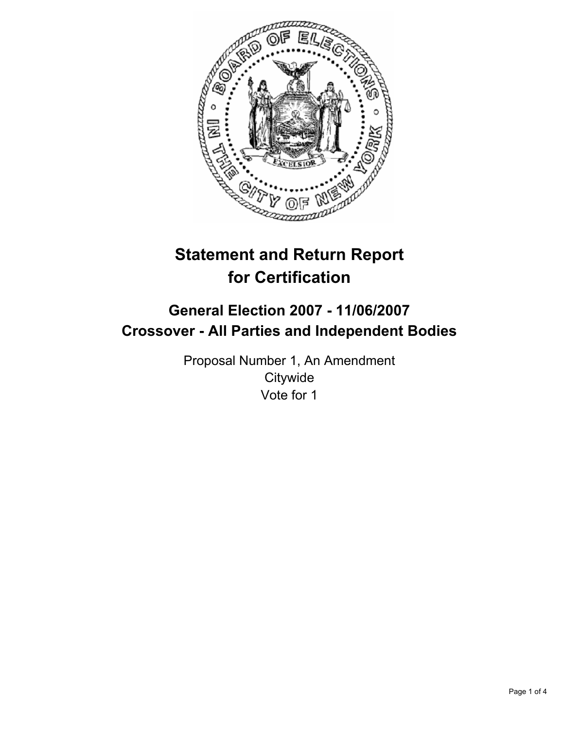# Statement and Return Report for Certification

## General Election 2007 - 11/06/2007
## Crossover - All Parties and Independent Bodies

Proposal Number 1, An Amendment
Citywide
Vote for 1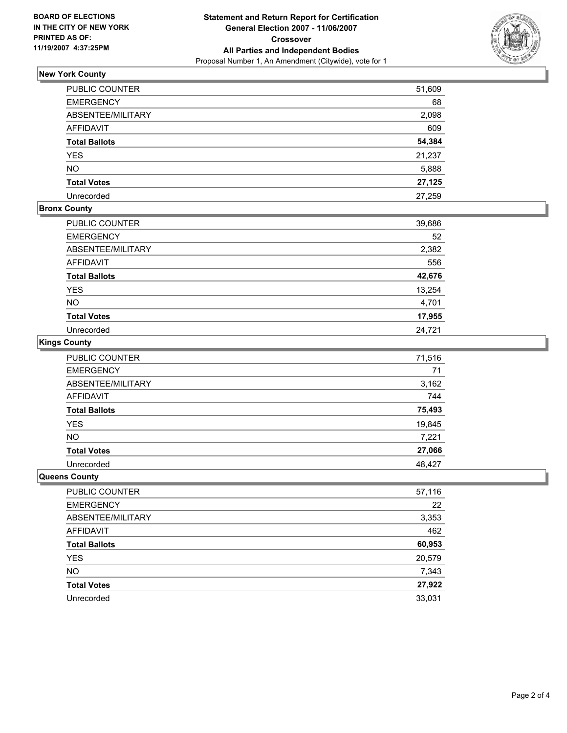**BOARD OF ELECTIONS IN THE CITY OF NEW YORK PRINTED AS OF: 11/19/2007 4:37:25PM**

**Statement and Return Report for Certification**
**General Election 2007 - 11/06/2007**
**Crossover**
**All Parties and Independent Bodies**
Proposal Number 1, An Amendment (Citywide), vote for 1

### New York County

| | |
|---|---|
| PUBLIC COUNTER | 51,609 |
| EMERGENCY | 68 |
| ABSENTEE/MILITARY | 2,098 |
| AFFIDAVIT | 609 |
| **Total Ballots** | **54,384** |
| YES | 21,237 |
| NO | 5,888 |
| **Total Votes** | **27,125** |
| Unrecorded | 27,259 |

### Bronx County

| | |
|---|---|
| PUBLIC COUNTER | 39,686 |
| EMERGENCY | 52 |
| ABSENTEE/MILITARY | 2,382 |
| AFFIDAVIT | 556 |
| **Total Ballots** | **42,676** |
| YES | 13,254 |
| NO | 4,701 |
| **Total Votes** | **17,955** |
| Unrecorded | 24,721 |

### Kings County

| | |
|---|---|
| PUBLIC COUNTER | 71,516 |
| EMERGENCY | 71 |
| ABSENTEE/MILITARY | 3,162 |
| AFFIDAVIT | 744 |
| **Total Ballots** | **75,493** |
| YES | 19,845 |
| NO | 7,221 |
| **Total Votes** | **27,066** |
| Unrecorded | 48,427 |

### Queens County

| | |
|---|---|
| PUBLIC COUNTER | 57,116 |
| EMERGENCY | 22 |
| ABSENTEE/MILITARY | 3,353 |
| AFFIDAVIT | 462 |
| **Total Ballots** | **60,953** |
| YES | 20,579 |
| NO | 7,343 |
| **Total Votes** | **27,922** |
| Unrecorded | 33,031 |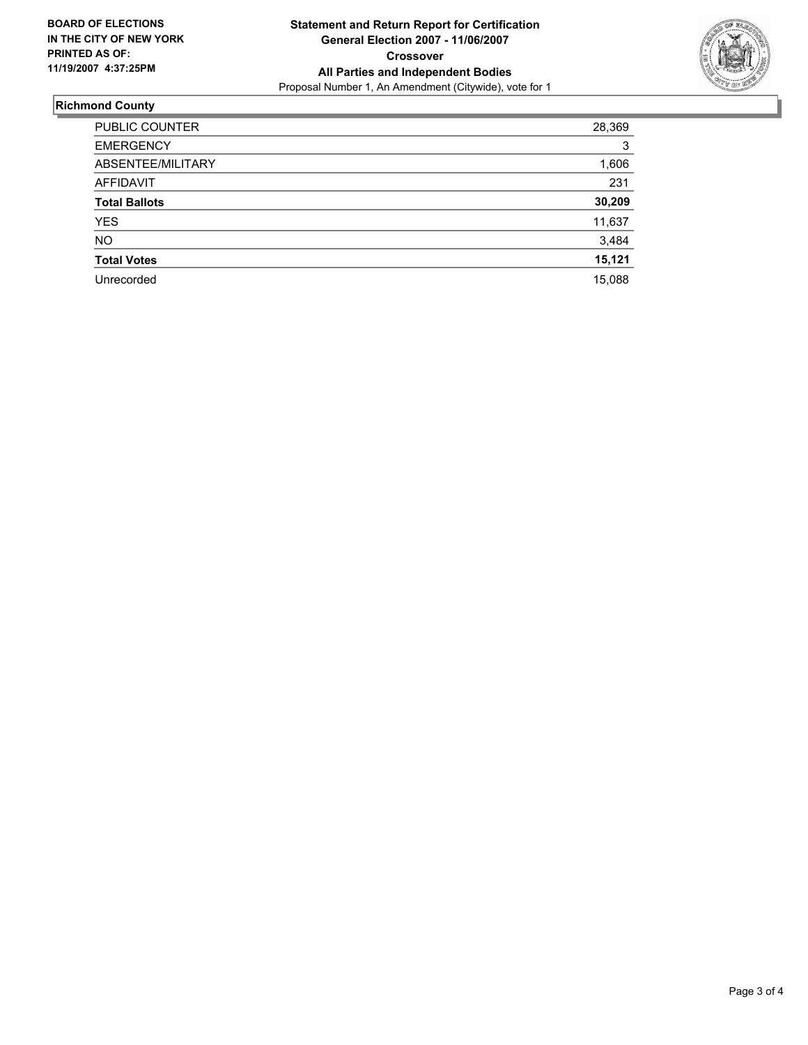**BOARD OF ELECTIONS IN THE CITY OF NEW YORK PRINTED AS OF: 11/19/2007 4:37:25PM**

# Statement and Return Report for Certification
## General Election 2007 - 11/06/2007
## Crossover
## All Parties and Independent Bodies

Proposal Number 1, An Amendment (Citywide), vote for 1

### Richmond County

| | |
|---|---|
| PUBLIC COUNTER | 28,369 |
| EMERGENCY | 3 |
| ABSENTEE/MILITARY | 1,606 |
| AFFIDAVIT | 231 |
| **Total Ballots** | **30,209** |
| YES | 11,637 |
| NO | 3,484 |
| **Total Votes** | **15,121** |
| Unrecorded | 15,088 |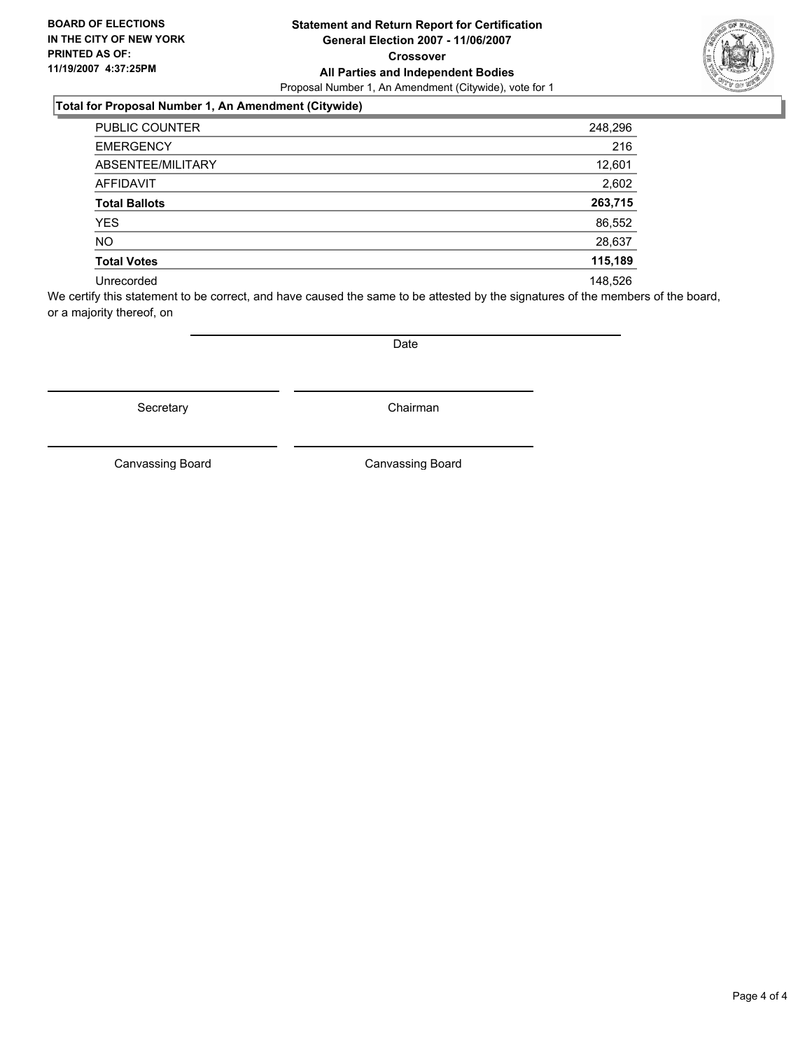**BOARD OF ELECTIONS IN THE CITY OF NEW YORK PRINTED AS OF: 11/19/2007 4:37:25PM**

**Statement and Return Report for Certification**
**General Election 2007 - 11/06/2007**
**Crossover**
**All Parties and Independent Bodies**

Proposal Number 1, An Amendment (Citywide), vote for 1

### Total for Proposal Number 1, An Amendment (Citywide)

| | |
|---|---|
| PUBLIC COUNTER | 248,296 |
| EMERGENCY | 216 |
| ABSENTEE/MILITARY | 12,601 |
| AFFIDAVIT | 2,602 |
| **Total Ballots** | **263,715** |
| YES | 86,552 |
| NO | 28,637 |
| **Total Votes** | **115,189** |
| Unrecorded | 148,526 |

We certify this statement to be correct, and have caused the same to be attested by the signatures of the members of the board, or a majority thereof, on

Date

Secretary

Chairman

Canvassing Board

Canvassing Board